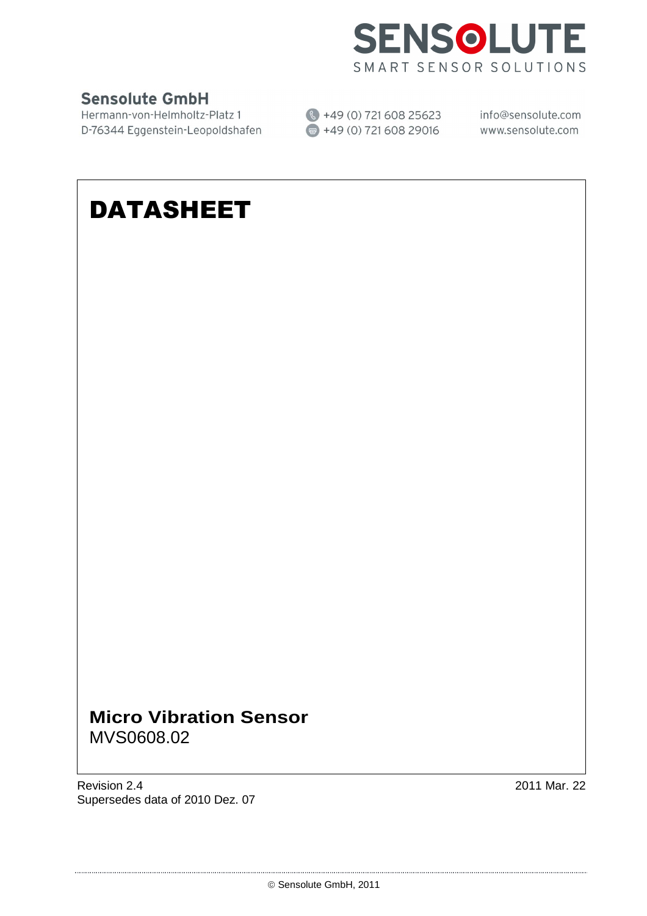SENSOLUTE

SMART SENSOR SOLUTIONS

**Sensolute GmbH**
Hermann-von-Helmholtz-Platz 1
D-76344 Eggenstein-Leopoldshafen

+49 (0) 721 608 25623
+49 (0) 721 608 29016

info@sensolute.com
www.sensolute.com

# DATASHEET

## Micro Vibration Sensor

MVS0608.02

Revision 2.4
Supersedes data of 2010 Dez. 07

2011 Mar. 22

© Sensolute GmbH, 2011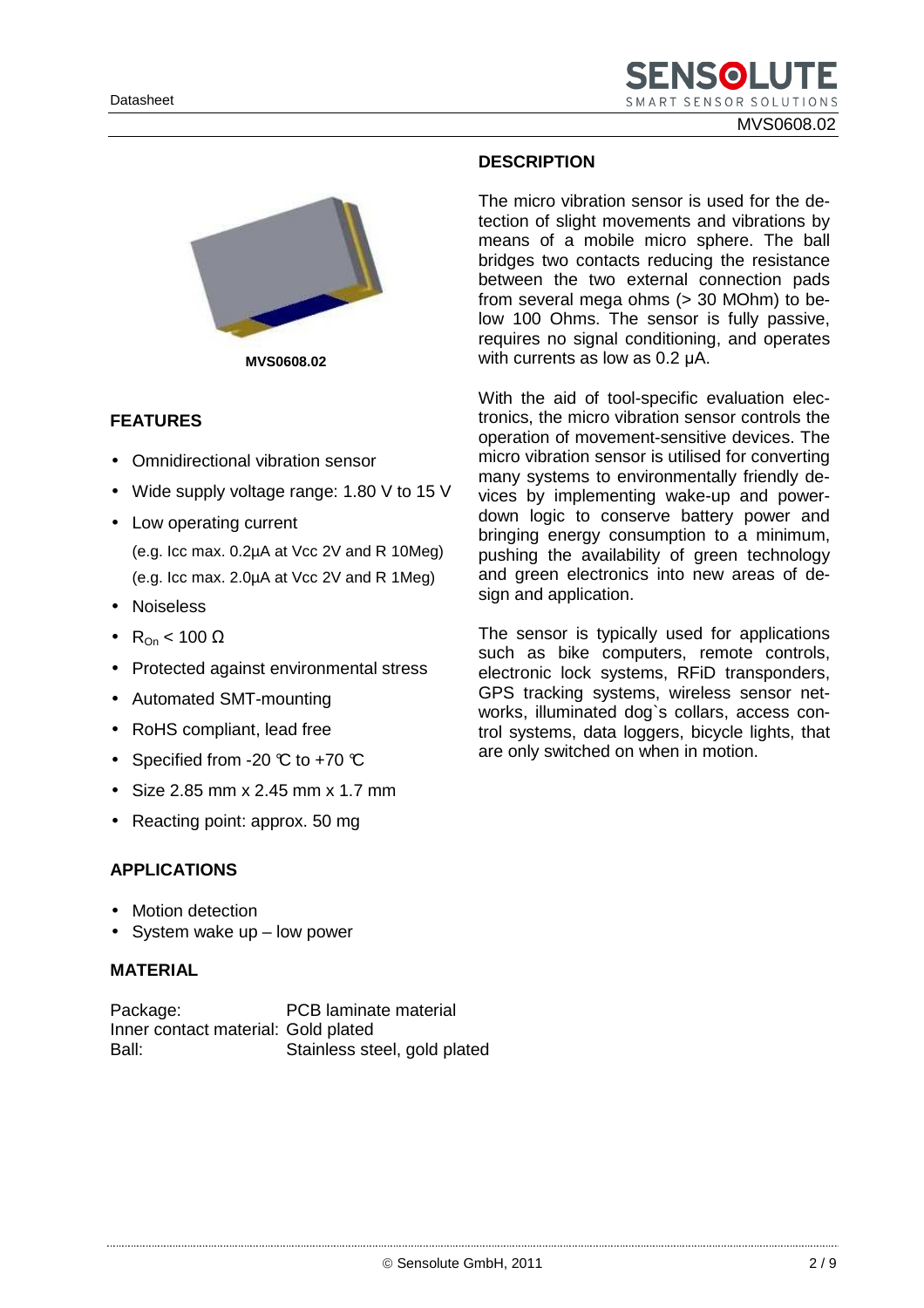MVS0608.02

## FEATURES

- Omnidirectional vibration sensor
- Wide supply voltage range: 1.80 V to 15 V
- Low operating current
  (e.g. Icc max. 0.2µA at Vcc 2V and R 10Meg)
  (e.g. Icc max. 2.0µA at Vcc 2V and R 1Meg)
- Noiseless
- $R_{On}$ < 100 Ω
- Protected against environmental stress
- Automated SMT-mounting
- RoHS compliant, lead free
- Specified from -20 °C to +70 °C
- Size 2.85 mm x 2.45 mm x 1.7 mm
- Reacting point: approx. 50 mg

## APPLICATIONS

- Motion detection
- System wake up – low power

## MATERIAL

| | |
|---|---|
| Package: | PCB laminate material |
| Inner contact material: | Gold plated |
| Ball: | Stainless steel, gold plated |

## DESCRIPTION

The micro vibration sensor is used for the detection of slight movements and vibrations by means of a mobile micro sphere. The ball bridges two contacts reducing the resistance between the two external connection pads from several mega ohms (> 30 MOhm) to below 100 Ohms. The sensor is fully passive, requires no signal conditioning, and operates with currents as low as 0.2 µA.

With the aid of tool-specific evaluation electronics, the micro vibration sensor controls the operation of movement-sensitive devices. The micro vibration sensor is utilised for converting many systems to environmentally friendly devices by implementing wake-up and power-down logic to conserve battery power and bringing energy consumption to a minimum, pushing the availability of green technology and green electronics into new areas of design and application.

The sensor is typically used for applications such as bike computers, remote controls, electronic lock systems, RFiD transponders, GPS tracking systems, wireless sensor networks, illuminated dog`s collars, access control systems, data loggers, bicycle lights, that are only switched on when in motion.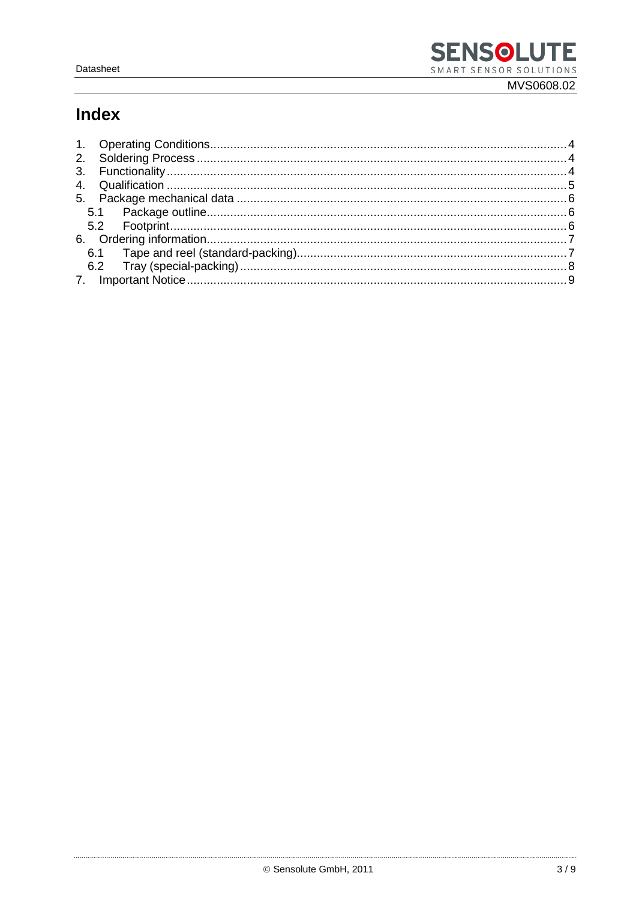# Index

1. Operating Conditions .......... 4
2. Soldering Process .......... 4
3. Functionality .......... 4
4. Qualification .......... 5
5. Package mechanical data .......... 6
   - 5.1 Package outline .......... 6
   - 5.2 Footprint .......... 6
6. Ordering information .......... 7
   - 6.1 Tape and reel (standard-packing) .......... 7
   - 6.2 Tray (special-packing) .......... 8
7. Important Notice .......... 9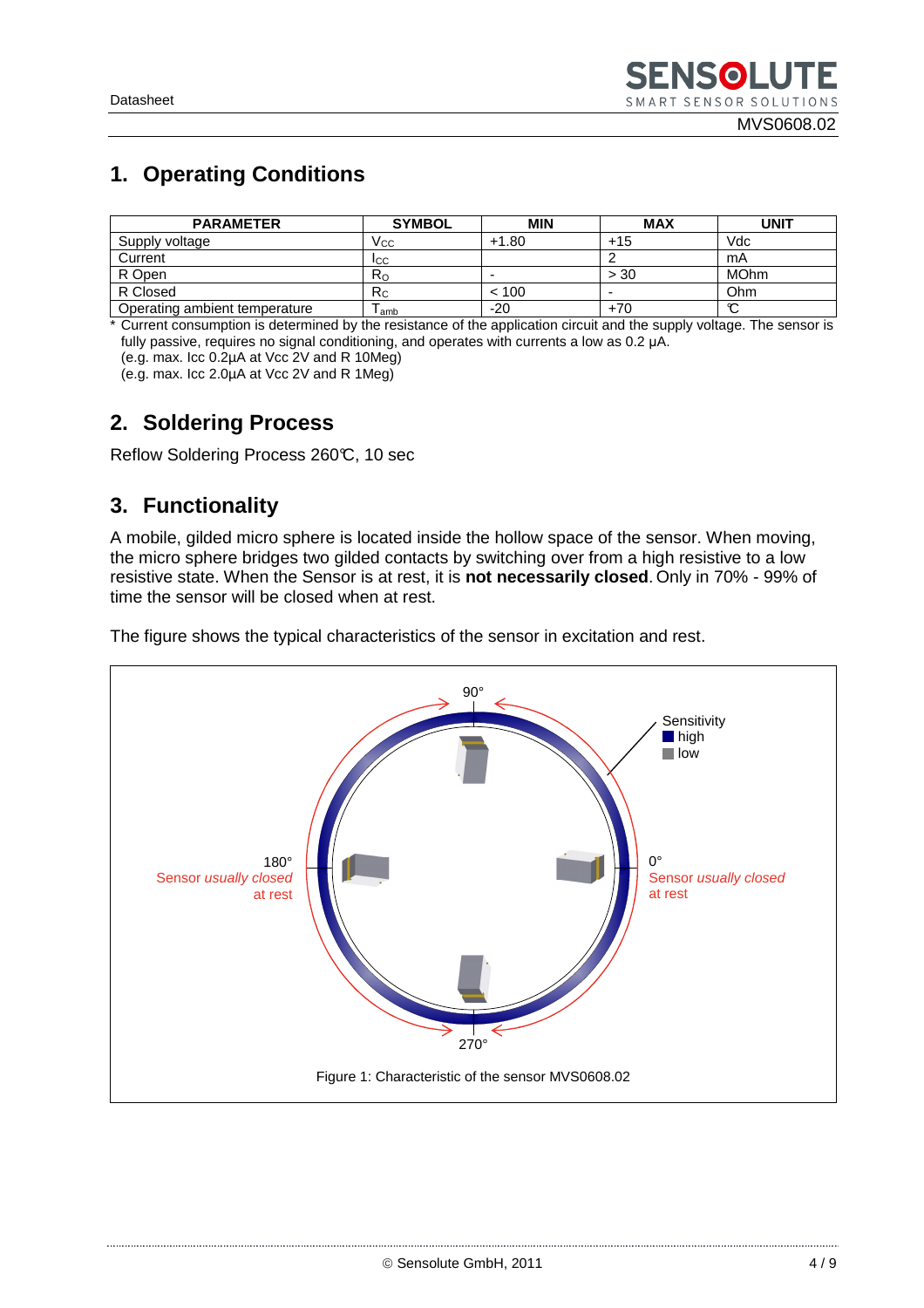## 1. Operating Conditions

| PARAMETER | SYMBOL | MIN | MAX | UNIT |
|---|---|---|---|---|
| Supply voltage | $V_{CC}$ | +1.80 | +15 | Vdc |
| Current | $I_{CC}$ | | 2 | mA |
| R Open | $R_O$ | - | > 30 | MOhm |
| R Closed | $R_C$ | < 100 | - | Ohm |
| Operating ambient temperature | $T_{amb}$ | -20 | +70 | ℃ |

* Current consumption is determined by the resistance of the application circuit and the supply voltage. The sensor is fully passive, requires no signal conditioning, and operates with currents a low as 0.2 µA.
(e.g. max. Icc 0.2µA at Vcc 2V and R 10Meg)
(e.g. max. Icc 2.0µA at Vcc 2V and R 1Meg)

## 2. Soldering Process

Reflow Soldering Process 260℃, 10 sec

## 3. Functionality

A mobile, gilded micro sphere is located inside the hollow space of the sensor. When moving, the micro sphere bridges two gilded contacts by switching over from a high resistive to a low resistive state. When the Sensor is at rest, it is **not necessarily closed**. Only in 70% - 99% of time the sensor will be closed when at rest.

The figure shows the typical characteristics of the sensor in excitation and rest.

90°

Sensitivity
high
low

180°
Sensor *usually* closed at rest

0°
Sensor *usually* closed at rest

270°

Figure 1: Characteristic of the sensor MVS0608.02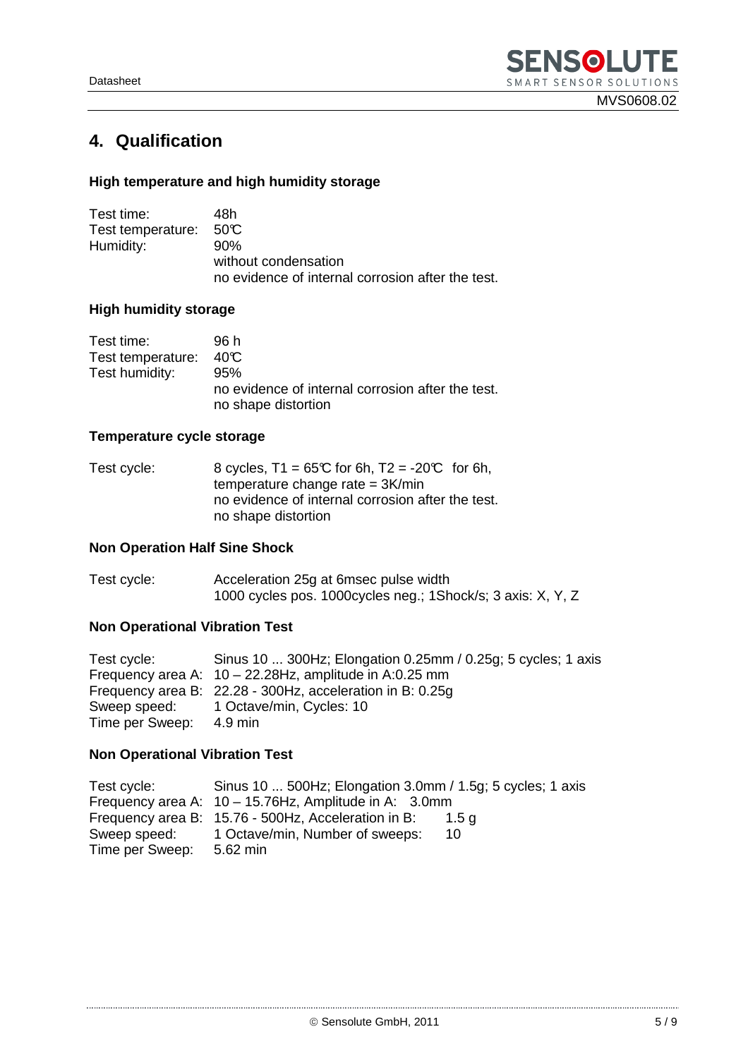## 4. Qualification

### High temperature and high humidity storage

| | |
|---|---|
| Test time: | 48h |
| Test temperature: | 50℃ |
| Humidity: | 90% |
| | without condensation |
| | no evidence of internal corrosion after the test. |

### High humidity storage

| | |
|---|---|
| Test time: | 96 h |
| Test temperature: | 40℃ |
| Test humidity: | 95% |
| | no evidence of internal corrosion after the test. |
| | no shape distortion |

### Temperature cycle storage

| | |
|---|---|
| Test cycle: | 8 cycles, T1 = 65℃ for 6h, T2 = -20℃ for 6h, |
| | temperature change rate = 3K/min |
| | no evidence of internal corrosion after the test. |
| | no shape distortion |

### Non Operation Half Sine Shock

| | |
|---|---|
| Test cycle: | Acceleration 25g at 6msec pulse width |
| | 1000 cycles pos. 1000cycles neg.; 1Shock/s; 3 axis: X, Y, Z |

### Non Operational Vibration Test

| | |
|---|---|
| Test cycle: | Sinus 10 ... 300Hz; Elongation 0.25mm / 0.25g; 5 cycles; 1 axis |
| Frequency area A: | 10 – 22.28Hz, amplitude in A:0.25 mm |
| Frequency area B: | 22.28 - 300Hz, acceleration in B: 0.25g |
| Sweep speed: | 1 Octave/min, Cycles: 10 |
| Time per Sweep: | 4.9 min |

### Non Operational Vibration Test

| | |
|---|---|
| Test cycle: | Sinus 10 ... 500Hz; Elongation 3.0mm / 1.5g; 5 cycles; 1 axis |
| Frequency area A: | 10 – 15.76Hz, Amplitude in A: 3.0mm |
| Frequency area B: | 15.76 - 500Hz, Acceleration in B: 1.5 g |
| Sweep speed: | 1 Octave/min, Number of sweeps: 10 |
| Time per Sweep: | 5.62 min |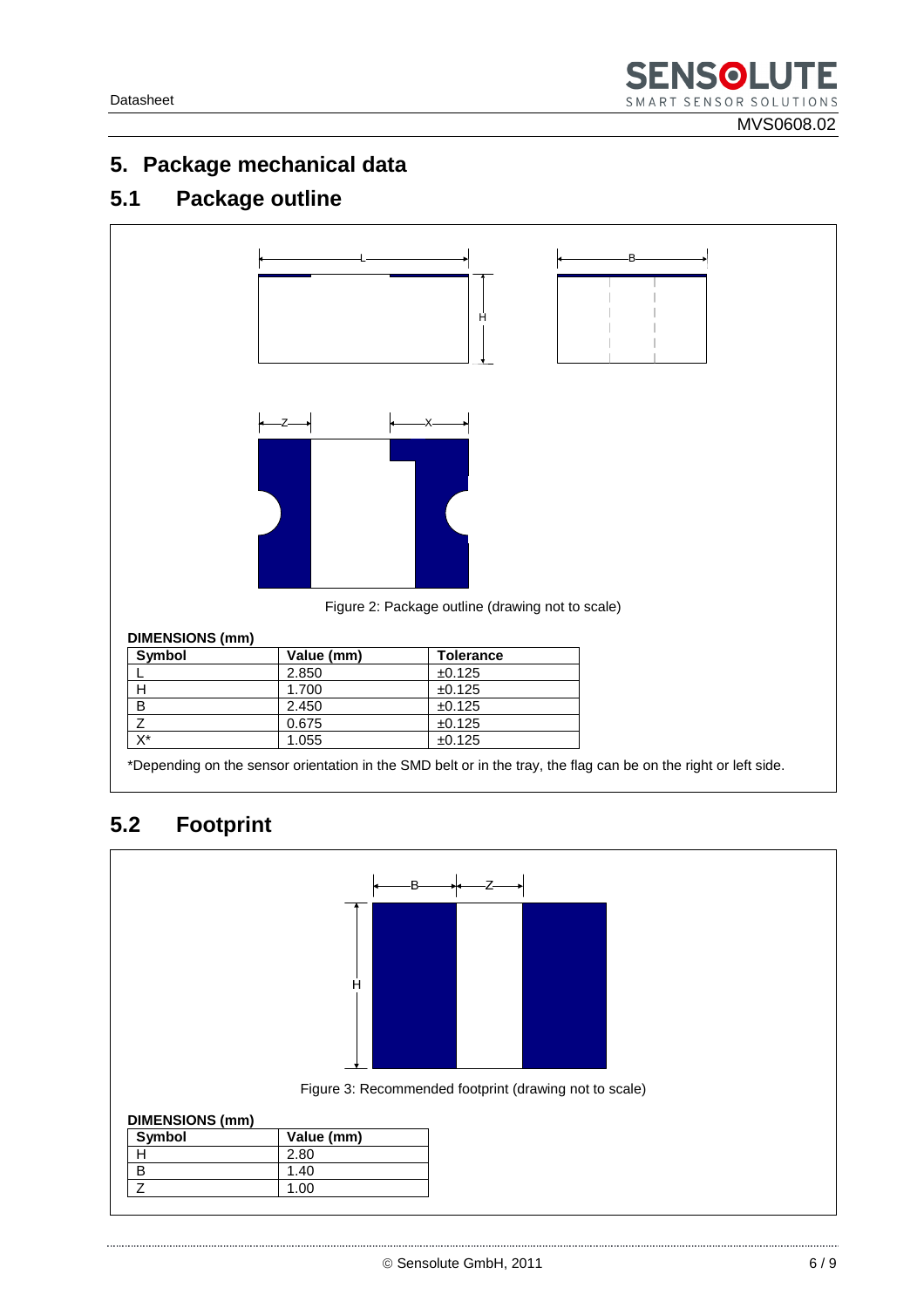# 5. Package mechanical data

## 5.1 Package outline

Figure 2: Package outline (drawing not to scale)

**DIMENSIONS (mm)**

| Symbol | Value (mm) | Tolerance |
|---|---|---|
| L | 2.850 | ±0.125 |
| H | 1.700 | ±0.125 |
| B | 2.450 | ±0.125 |
| Z | 0.675 | ±0.125 |
| X* | 1.055 | ±0.125 |

*Depending on the sensor orientation in the SMD belt or in the tray, the flag can be on the right or left side.

## 5.2 Footprint

Figure 3: Recommended footprint (drawing not to scale)

**DIMENSIONS (mm)**

| Symbol | Value (mm) |
|---|---|
| H | 2.80 |
| B | 1.40 |
| Z | 1.00 |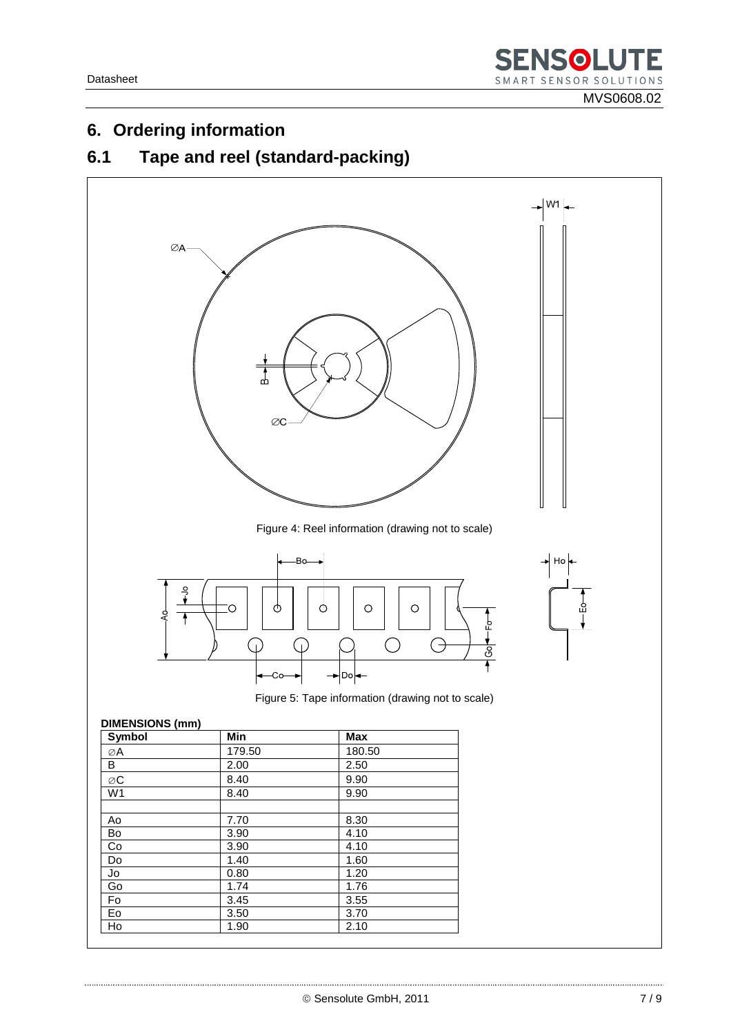# 6. Ordering information

## 6.1 Tape and reel (standard-packing)

Figure 4: Reel information (drawing not to scale)

Figure 5: Tape information (drawing not to scale)

**DIMENSIONS (mm)**

| Symbol | Min | Max |
|---|---|---|
| ⌀A | 179.50 | 180.50 |
| B | 2.00 | 2.50 |
| ⌀C | 8.40 | 9.90 |
| W1 | 8.40 | 9.90 |
| | | |
| Ao | 7.70 | 8.30 |
| Bo | 3.90 | 4.10 |
| Co | 3.90 | 4.10 |
| Do | 1.40 | 1.60 |
| Jo | 0.80 | 1.20 |
| Go | 1.74 | 1.76 |
| Fo | 3.45 | 3.55 |
| Eo | 3.50 | 3.70 |
| Ho | 1.90 | 2.10 |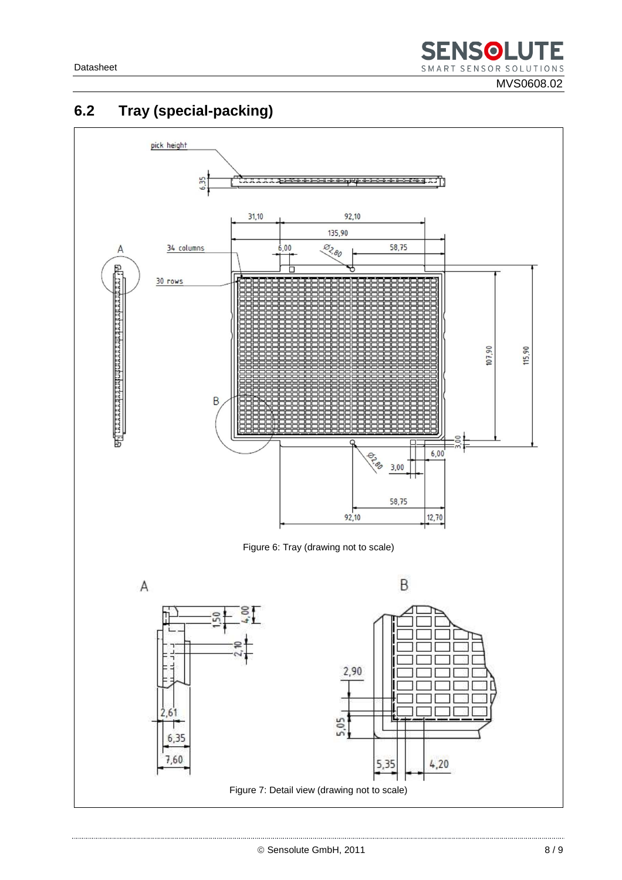## 6.2 Tray (special-packing)

Figure 6: Tray (drawing not to scale)

Figure 7: Detail view (drawing not to scale)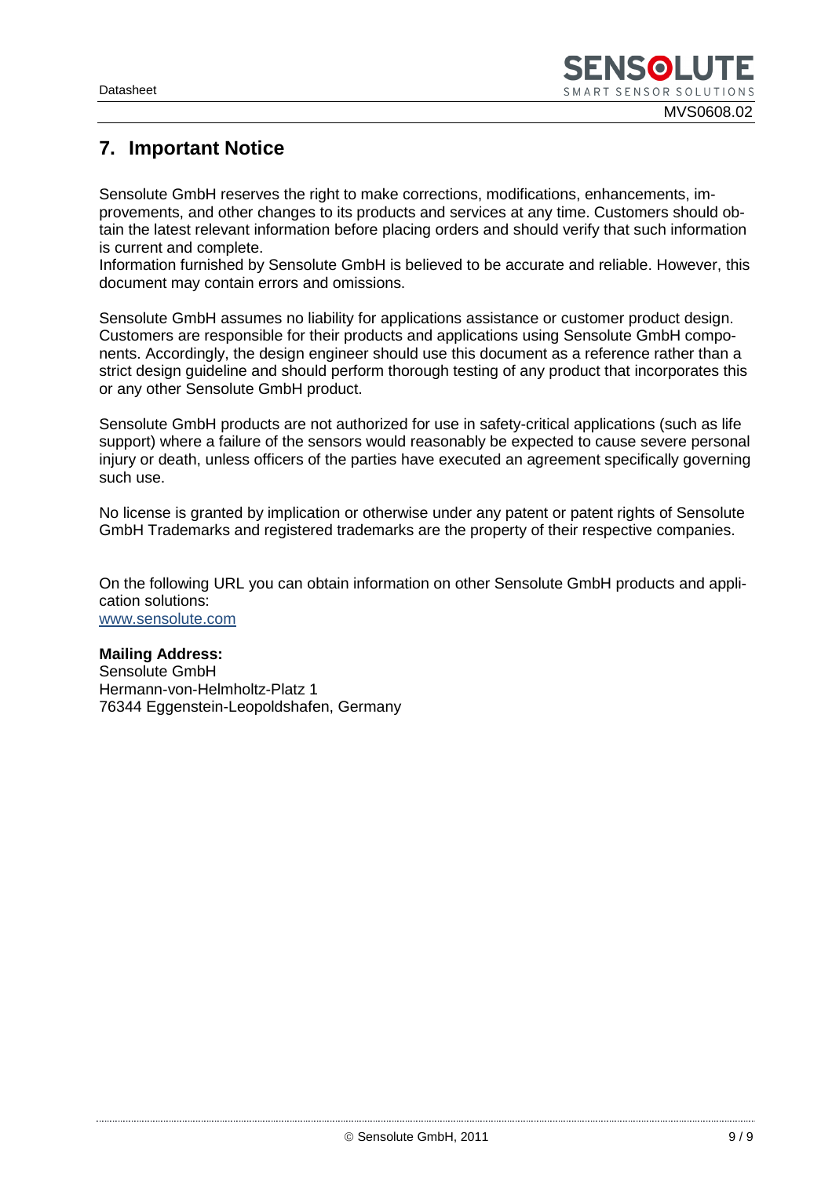## 7. Important Notice

Sensolute GmbH reserves the right to make corrections, modifications, enhancements, improvements, and other changes to its products and services at any time. Customers should obtain the latest relevant information before placing orders and should verify that such information is current and complete.
Information furnished by Sensolute GmbH is believed to be accurate and reliable. However, this document may contain errors and omissions.

Sensolute GmbH assumes no liability for applications assistance or customer product design. Customers are responsible for their products and applications using Sensolute GmbH components. Accordingly, the design engineer should use this document as a reference rather than a strict design guideline and should perform thorough testing of any product that incorporates this or any other Sensolute GmbH product.

Sensolute GmbH products are not authorized for use in safety-critical applications (such as life support) where a failure of the sensors would reasonably be expected to cause severe personal injury or death, unless officers of the parties have executed an agreement specifically governing such use.

No license is granted by implication or otherwise under any patent or patent rights of Sensolute GmbH Trademarks and registered trademarks are the property of their respective companies.

On the following URL you can obtain information on other Sensolute GmbH products and application solutions:
www.sensolute.com

**Mailing Address:**
Sensolute GmbH
Hermann-von-Helmholtz-Platz 1
76344 Eggenstein-Leopoldshafen, Germany